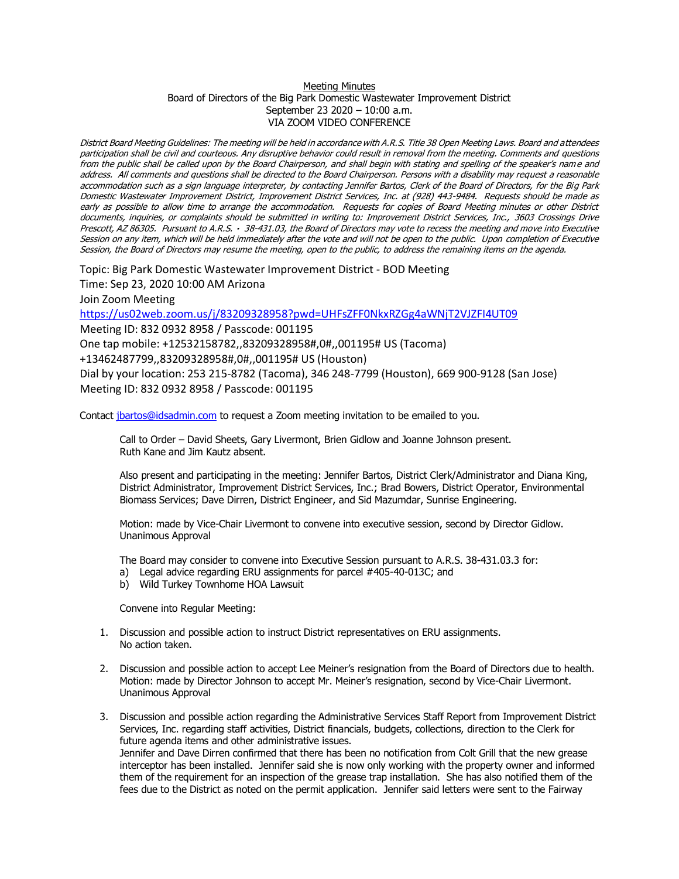Meeting Minutes
Board of Directors of the Big Park Domestic Wastewater Improvement District
September 23 2020 – 10:00 a.m.
VIA ZOOM VIDEO CONFERENCE

*District Board Meeting Guidelines: The meeting will be held in accordance with A.R.S. Title 38 Open Meeting Laws. Board and attendees participation shall be civil and courteous. Any disruptive behavior could result in removal from the meeting. Comments and questions from the public shall be called upon by the Board Chairperson, and shall begin with stating and spelling of the speaker's name and address. All comments and questions shall be directed to the Board Chairperson. Persons with a disability may request a reasonable accommodation such as a sign language interpreter, by contacting Jennifer Bartos, Clerk of the Board of Directors, for the Big Park Domestic Wastewater Improvement District, Improvement District Services, Inc. at (928) 443-9484. Requests should be made as early as possible to allow time to arrange the accommodation. Requests for copies of Board Meeting minutes or other District documents, inquiries, or complaints should be submitted in writing to: Improvement District Services, Inc., 3603 Crossings Drive Prescott, AZ 86305. Pursuant to A.R.S. · 38-431.03, the Board of Directors may vote to recess the meeting and move into Executive Session on any item, which will be held immediately after the vote and will not be open to the public. Upon completion of Executive Session, the Board of Directors may resume the meeting, open to the public, to address the remaining items on the agenda.*

Topic: Big Park Domestic Wastewater Improvement District - BOD Meeting
Time: Sep 23, 2020 10:00 AM Arizona
Join Zoom Meeting
https://us02web.zoom.us/j/83209328958?pwd=UHFsZFF0NkxRZGg4aWNjT2VJZFI4UT09
Meeting ID: 832 0932 8958 / Passcode: 001195
One tap mobile: +12532158782,,83209328958#,0#,,001195# US (Tacoma)
+13462487799,,83209328958#,0#,,001195# US (Houston)
Dial by your location: 253 215-8782 (Tacoma), 346 248-7799 (Houston), 669 900-9128 (San Jose)
Meeting ID: 832 0932 8958 / Passcode: 001195

Contact jbartos@idsadmin.com to request a Zoom meeting invitation to be emailed to you.

Call to Order – David Sheets, Gary Livermont, Brien Gidlow and Joanne Johnson present.
Ruth Kane and Jim Kautz absent.

Also present and participating in the meeting: Jennifer Bartos, District Clerk/Administrator and Diana King, District Administrator, Improvement District Services, Inc.; Brad Bowers, District Operator, Environmental Biomass Services; Dave Dirren, District Engineer, and Sid Mazumdar, Sunrise Engineering.

Motion: made by Vice-Chair Livermont to convene into executive session, second by Director Gidlow.
Unanimous Approval

The Board may consider to convene into Executive Session pursuant to A.R.S. 38-431.03.3 for:

a) Legal advice regarding ERU assignments for parcel #405-40-013C; and
b) Wild Turkey Townhome HOA Lawsuit

Convene into Regular Meeting:

1. Discussion and possible action to instruct District representatives on ERU assignments.
   No action taken.

2. Discussion and possible action to accept Lee Meiner's resignation from the Board of Directors due to health.
   Motion: made by Director Johnson to accept Mr. Meiner's resignation, second by Vice-Chair Livermont.
   Unanimous Approval

3. Discussion and possible action regarding the Administrative Services Staff Report from Improvement District Services, Inc. regarding staff activities, District financials, budgets, collections, direction to the Clerk for future agenda items and other administrative issues.
   Jennifer and Dave Dirren confirmed that there has been no notification from Colt Grill that the new grease interceptor has been installed. Jennifer said she is now only working with the property owner and informed them of the requirement for an inspection of the grease trap installation. She has also notified them of the fees due to the District as noted on the permit application. Jennifer said letters were sent to the Fairway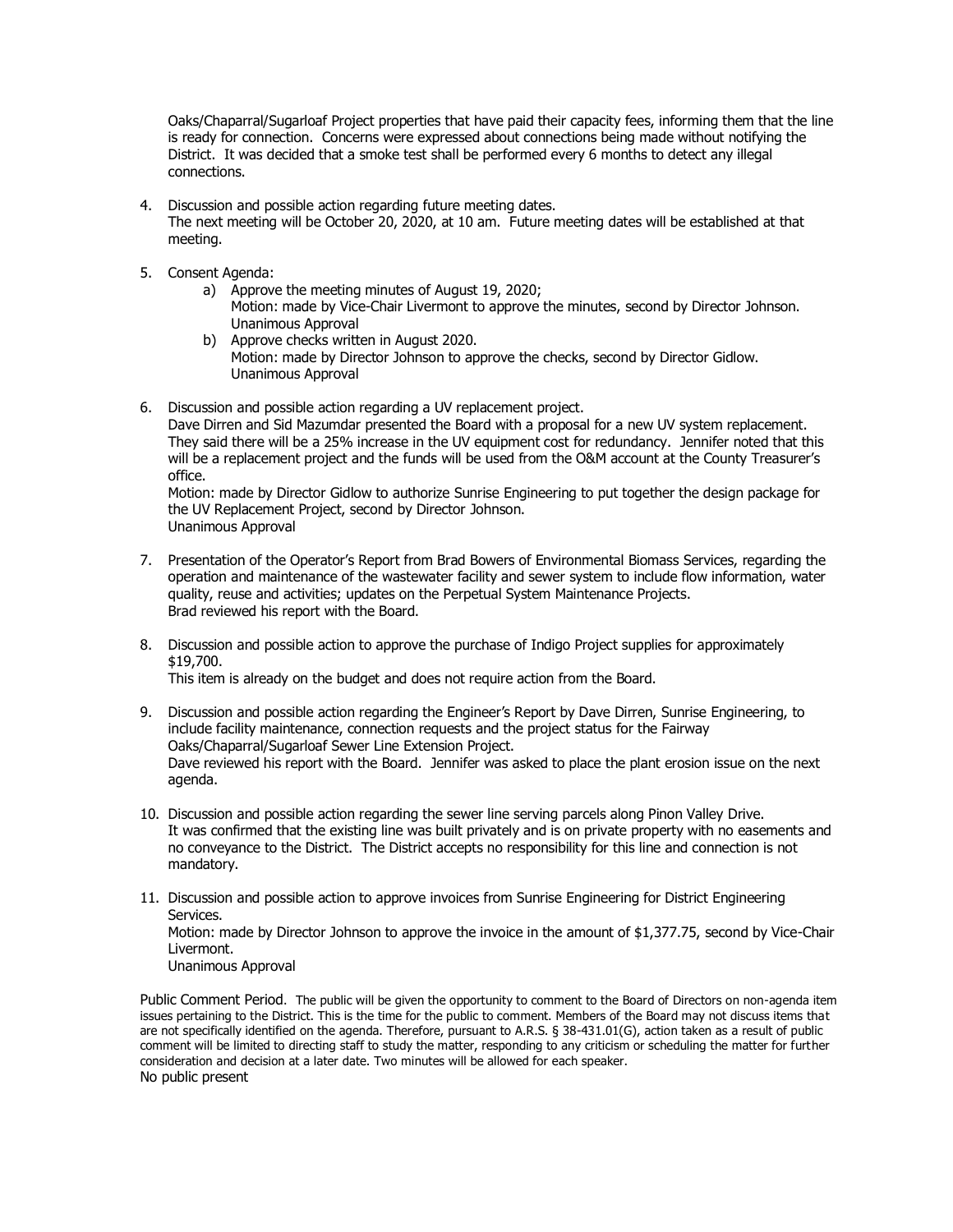Oaks/Chaparral/Sugarloaf Project properties that have paid their capacity fees, informing them that the line is ready for connection. Concerns were expressed about connections being made without notifying the District. It was decided that a smoke test shall be performed every 6 months to detect any illegal connections.

4. Discussion and possible action regarding future meeting dates.
   The next meeting will be October 20, 2020, at 10 am. Future meeting dates will be established at that meeting.

5. Consent Agenda:
   a) Approve the meeting minutes of August 19, 2020;
      Motion: made by Vice-Chair Livermont to approve the minutes, second by Director Johnson.
      Unanimous Approval
   b) Approve checks written in August 2020.
      Motion: made by Director Johnson to approve the checks, second by Director Gidlow.
      Unanimous Approval

6. Discussion and possible action regarding a UV replacement project.
   Dave Dirren and Sid Mazumdar presented the Board with a proposal for a new UV system replacement. They said there will be a 25% increase in the UV equipment cost for redundancy. Jennifer noted that this will be a replacement project and the funds will be used from the O&M account at the County Treasurer's office.
   Motion: made by Director Gidlow to authorize Sunrise Engineering to put together the design package for the UV Replacement Project, second by Director Johnson.
   Unanimous Approval

7. Presentation of the Operator's Report from Brad Bowers of Environmental Biomass Services, regarding the operation and maintenance of the wastewater facility and sewer system to include flow information, water quality, reuse and activities; updates on the Perpetual System Maintenance Projects.
   Brad reviewed his report with the Board.

8. Discussion and possible action to approve the purchase of Indigo Project supplies for approximately $19,700.
   This item is already on the budget and does not require action from the Board.

9. Discussion and possible action regarding the Engineer's Report by Dave Dirren, Sunrise Engineering, to include facility maintenance, connection requests and the project status for the Fairway Oaks/Chaparral/Sugarloaf Sewer Line Extension Project.
   Dave reviewed his report with the Board. Jennifer was asked to place the plant erosion issue on the next agenda.

10. Discussion and possible action regarding the sewer line serving parcels along Pinon Valley Drive.
    It was confirmed that the existing line was built privately and is on private property with no easements and no conveyance to the District. The District accepts no responsibility for this line and connection is not mandatory.

11. Discussion and possible action to approve invoices from Sunrise Engineering for District Engineering Services.
    Motion: made by Director Johnson to approve the invoice in the amount of $1,377.75, second by Vice-Chair Livermont.
    Unanimous Approval

Public Comment Period. The public will be given the opportunity to comment to the Board of Directors on non-agenda item issues pertaining to the District. This is the time for the public to comment. Members of the Board may not discuss items that are not specifically identified on the agenda. Therefore, pursuant to A.R.S. § 38-431.01(G), action taken as a result of public comment will be limited to directing staff to study the matter, responding to any criticism or scheduling the matter for further consideration and decision at a later date. Two minutes will be allowed for each speaker.
No public present